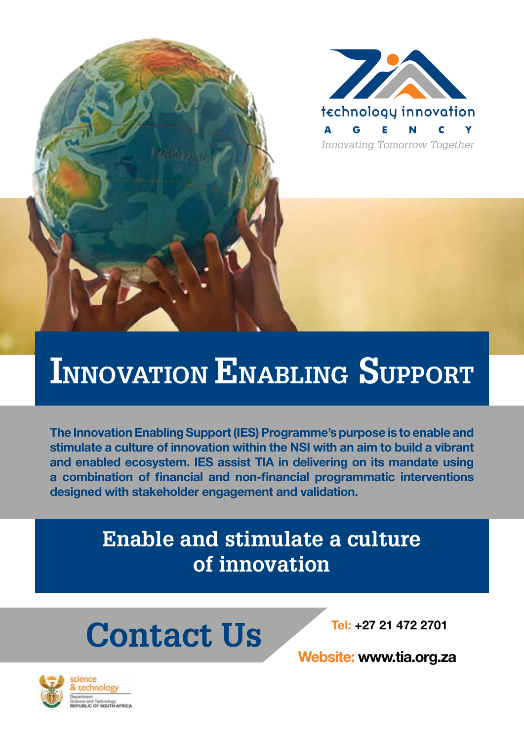technology innovation

AGENCY

*Innovating Tomorrow Together*

# Innovation Enabling Support

**The Innovation Enabling Support (IES) Programme's purpose is to enable and stimulate a culture of innovation within the NSI with an aim to build a vibrant and enabled ecosystem. IES assist TIA in delivering on its mandate using a combination of financial and non-financial programmatic interventions designed with stakeholder engagement and validation.**

## Enable and stimulate a culture of innovation

## Contact Us

**Tel:** +27 21 472 2701

**Website:** www.tia.org.za

science & technology

Department: Science and Technology
REPUBLIC OF SOUTH AFRICA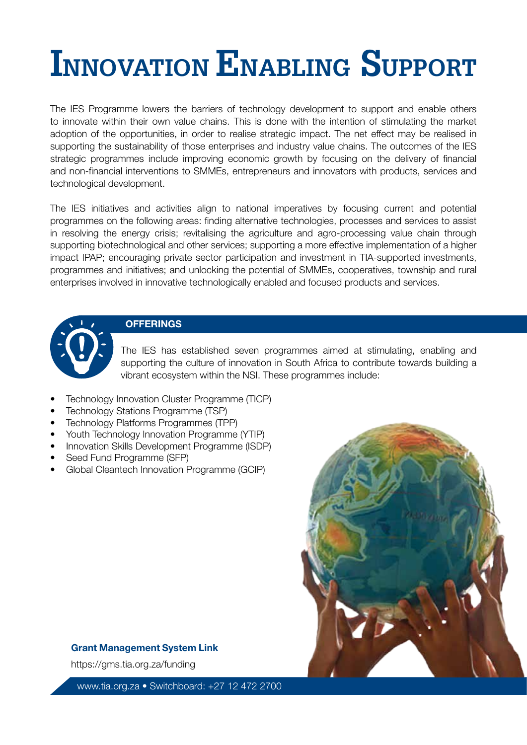# Innovation Enabling Support

The IES Programme lowers the barriers of technology development to support and enable others to innovate within their own value chains. This is done with the intention of stimulating the market adoption of the opportunities, in order to realise strategic impact. The net effect may be realised in supporting the sustainability of those enterprises and industry value chains. The outcomes of the IES strategic programmes include improving economic growth by focusing on the delivery of financial and non-financial interventions to SMMEs, entrepreneurs and innovators with products, services and technological development.

The IES initiatives and activities align to national imperatives by focusing current and potential programmes on the following areas: finding alternative technologies, processes and services to assist in resolving the energy crisis; revitalising the agriculture and agro-processing value chain through supporting biotechnological and other services; supporting a more effective implementation of a higher impact IPAP; encouraging private sector participation and investment in TIA-supported investments, programmes and initiatives; and unlocking the potential of SMMEs, cooperatives, township and rural enterprises involved in innovative technologically enabled and focused products and services.

## OFFERINGS

The IES has established seven programmes aimed at stimulating, enabling and supporting the culture of innovation in South Africa to contribute towards building a vibrant ecosystem within the NSI. These programmes include:

- Technology Innovation Cluster Programme (TICP)
- Technology Stations Programme (TSP)
- Technology Platforms Programmes (TPP)
- Youth Technology Innovation Programme (YTIP)
- Innovation Skills Development Programme (ISDP)
- Seed Fund Programme (SFP)
- Global Cleantech Innovation Programme (GCIP)

**Grant Management System Link**

https://gms.tia.org.za/funding

www.tia.org.za • Switchboard: +27 12 472 2700